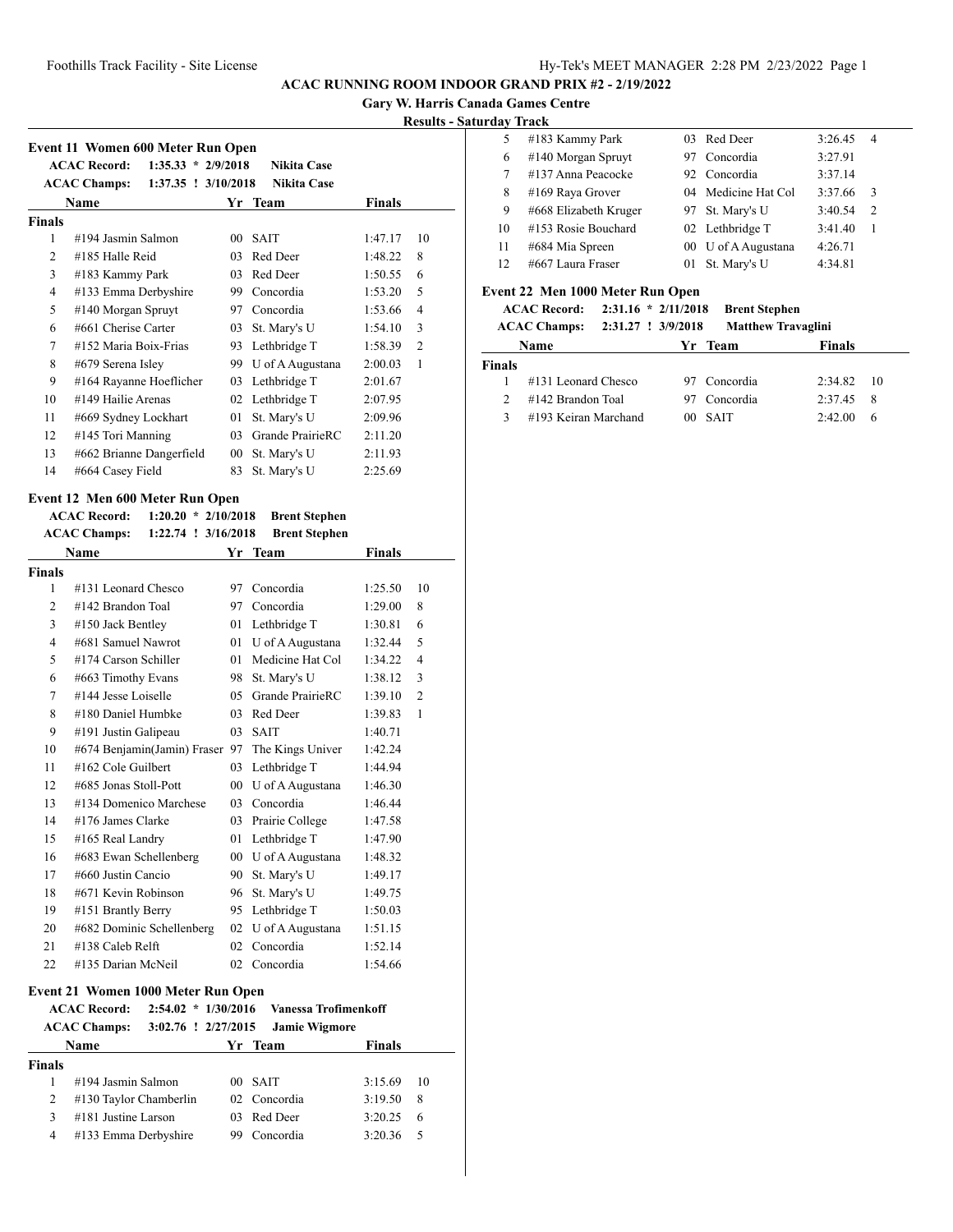## ACAC RUNNING ROOM INDOOR GRAND PRIX #2 - 2/19/2022

### Gary W. Harris Canada Games Centre

### Results - Saturday Track

### Event 11 Women 600 Meter Run Open

ACAC Record: 1:35.33 * 2/9/2018 Nikita Case
ACAC Champs: 1:37.35 ! 3/10/2018 Nikita Case

**Finals**

| | Name | Yr | Team | Finals | |
|---|---|---|---|---|---|
| 1 | #194 Jasmin Salmon | 00 | SAIT | 1:47.17 | 10 |
| 2 | #185 Halle Reid | 03 | Red Deer | 1:48.22 | 8 |
| 3 | #183 Kammy Park | 03 | Red Deer | 1:50.55 | 6 |
| 4 | #133 Emma Derbyshire | 99 | Concordia | 1:53.20 | 5 |
| 5 | #140 Morgan Spruyt | 97 | Concordia | 1:53.66 | 4 |
| 6 | #661 Cherise Carter | 03 | St. Mary's U | 1:54.10 | 3 |
| 7 | #152 Maria Boix-Frias | 93 | Lethbridge T | 1:58.39 | 2 |
| 8 | #679 Serena Isley | 99 | U of A Augustana | 2:00.03 | 1 |
| 9 | #164 Rayanne Hoeflicher | 03 | Lethbridge T | 2:01.67 | |
| 10 | #149 Hailie Arenas | 02 | Lethbridge T | 2:07.95 | |
| 11 | #669 Sydney Lockhart | 01 | St. Mary's U | 2:09.96 | |
| 12 | #145 Tori Manning | 03 | Grande PrairieRC | 2:11.20 | |
| 13 | #662 Brianne Dangerfield | 00 | St. Mary's U | 2:11.93 | |
| 14 | #664 Casey Field | 83 | St. Mary's U | 2:25.69 | |

### Event 12 Men 600 Meter Run Open

ACAC Record: 1:20.20 * 2/10/2018 Brent Stephen
ACAC Champs: 1:22.74 ! 3/16/2018 Brent Stephen

**Finals**

| | Name | Yr | Team | Finals | |
|---|---|---|---|---|---|
| 1 | #131 Leonard Chesco | 97 | Concordia | 1:25.50 | 10 |
| 2 | #142 Brandon Toal | 97 | Concordia | 1:29.00 | 8 |
| 3 | #150 Jack Bentley | 01 | Lethbridge T | 1:30.81 | 6 |
| 4 | #681 Samuel Nawrot | 01 | U of A Augustana | 1:32.44 | 5 |
| 5 | #174 Carson Schiller | 01 | Medicine Hat Col | 1:34.22 | 4 |
| 6 | #663 Timothy Evans | 98 | St. Mary's U | 1:38.12 | 3 |
| 7 | #144 Jesse Loiselle | 05 | Grande PrairieRC | 1:39.10 | 2 |
| 8 | #180 Daniel Humbke | 03 | Red Deer | 1:39.83 | 1 |
| 9 | #191 Justin Galipeau | 03 | SAIT | 1:40.71 | |
| 10 | #674 Benjamin(Jamin) Fraser | 97 | The Kings Univer | 1:42.24 | |
| 11 | #162 Cole Guilbert | 03 | Lethbridge T | 1:44.94 | |
| 12 | #685 Jonas Stoll-Pott | 00 | U of A Augustana | 1:46.30 | |
| 13 | #134 Domenico Marchese | 03 | Concordia | 1:46.44 | |
| 14 | #176 James Clarke | 03 | Prairie College | 1:47.58 | |
| 15 | #165 Real Landry | 01 | Lethbridge T | 1:47.90 | |
| 16 | #683 Ewan Schellenberg | 00 | U of A Augustana | 1:48.32 | |
| 17 | #660 Justin Cancio | 90 | St. Mary's U | 1:49.17 | |
| 18 | #671 Kevin Robinson | 96 | St. Mary's U | 1:49.75 | |
| 19 | #151 Brantly Berry | 95 | Lethbridge T | 1:50.03 | |
| 20 | #682 Dominic Schellenberg | 02 | U of A Augustana | 1:51.15 | |
| 21 | #138 Caleb Relft | 02 | Concordia | 1:52.14 | |
| 22 | #135 Darian McNeil | 02 | Concordia | 1:54.66 | |

### Event 21 Women 1000 Meter Run Open

ACAC Record: 2:54.02 * 1/30/2016 Vanessa Trofimenkoff
ACAC Champs: 3:02.76 ! 2/27/2015 Jamie Wigmore

**Finals**

| | Name | Yr | Team | Finals | |
|---|---|---|---|---|---|
| 1 | #194 Jasmin Salmon | 00 | SAIT | 3:15.69 | 10 |
| 2 | #130 Taylor Chamberlin | 02 | Concordia | 3:19.50 | 8 |
| 3 | #181 Justine Larson | 03 | Red Deer | 3:20.25 | 6 |
| 4 | #133 Emma Derbyshire | 99 | Concordia | 3:20.36 | 5 |
| 5 | #183 Kammy Park | 03 | Red Deer | 3:26.45 | 4 |
| 6 | #140 Morgan Spruyt | 97 | Concordia | 3:27.91 | |
| 7 | #137 Anna Peacocke | 92 | Concordia | 3:37.14 | |
| 8 | #169 Raya Grover | 04 | Medicine Hat Col | 3:37.66 | 3 |
| 9 | #668 Elizabeth Kruger | 97 | St. Mary's U | 3:40.54 | 2 |
| 10 | #153 Rosie Bouchard | 02 | Lethbridge T | 3:41.40 | 1 |
| 11 | #684 Mia Spreen | 00 | U of A Augustana | 4:26.71 | |
| 12 | #667 Laura Fraser | 01 | St. Mary's U | 4:34.81 | |

### Event 22 Men 1000 Meter Run Open

ACAC Record: 2:31.16 * 2/11/2018 Brent Stephen
ACAC Champs: 2:31.27 ! 3/9/2018 Matthew Travaglini

**Finals**

| | Name | Yr | Team | Finals | |
|---|---|---|---|---|---|
| 1 | #131 Leonard Chesco | 97 | Concordia | 2:34.82 | 10 |
| 2 | #142 Brandon Toal | 97 | Concordia | 2:37.45 | 8 |
| 3 | #193 Keiran Marchand | 00 | SAIT | 2:42.00 | 6 |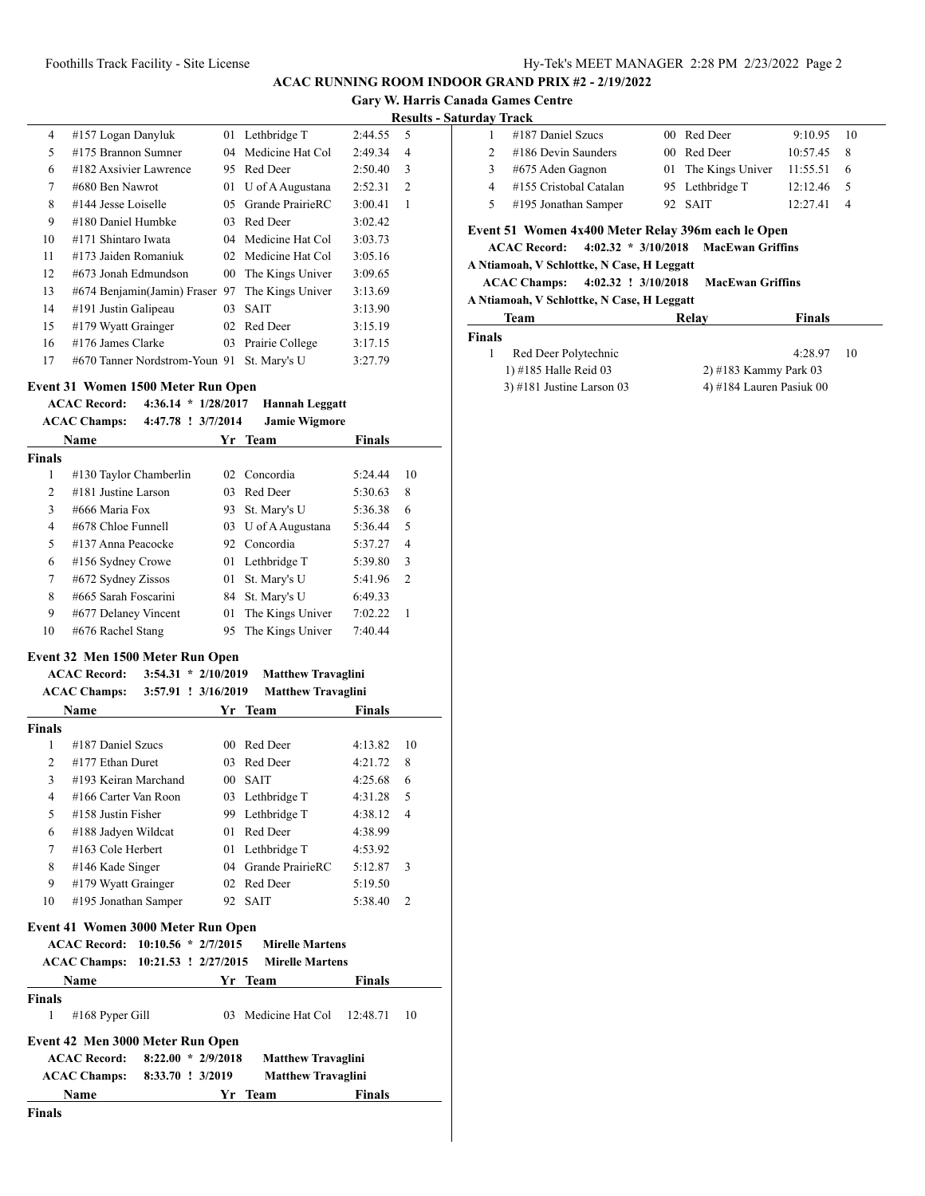## ACAC RUNNING ROOM INDOOR GRAND PRIX #2 - 2/19/2022

### Gary W. Harris Canada Games Centre

#### Results - Saturday Track

| | Name | Yr | Team | Finals | Points |
|---|---|---|---|---|---|
| 4 | #157 Logan Danyluk | 01 | Lethbridge T | 2:44.55 | 5 |
| 5 | #175 Brannon Sumner | 04 | Medicine Hat Col | 2:49.34 | 4 |
| 6 | #182 Axsivier Lawrence | 95 | Red Deer | 2:50.40 | 3 |
| 7 | #680 Ben Nawrot | 01 | U of A Augustana | 2:52.31 | 2 |
| 8 | #144 Jesse Loiselle | 05 | Grande PrairieRC | 3:00.41 | 1 |
| 9 | #180 Daniel Humbke | 03 | Red Deer | 3:02.42 | |
| 10 | #171 Shintaro Iwata | 04 | Medicine Hat Col | 3:03.73 | |
| 11 | #173 Jaiden Romaniuk | 02 | Medicine Hat Col | 3:05.16 | |
| 12 | #673 Jonah Edmundson | 00 | The Kings Univer | 3:09.65 | |
| 13 | #674 Benjamin(Jamin) Fraser | 97 | The Kings Univer | 3:13.69 | |
| 14 | #191 Justin Galipeau | 03 | SAIT | 3:13.90 | |
| 15 | #179 Wyatt Grainger | 02 | Red Deer | 3:15.19 | |
| 16 | #176 James Clarke | 03 | Prairie College | 3:17.15 | |
| 17 | #670 Tanner Nordstrom-Youn | 91 | St. Mary's U | 3:27.79 | |

### Event 31 Women 1500 Meter Run Open

**ACAC Record:** 4:36.14 * 1/28/2017 **Hannah Leggatt**

**ACAC Champs:** 4:47.78 ! 3/7/2014 **Jamie Wigmore**

**Finals**

| | Name | Yr | Team | Finals | Points |
|---|---|---|---|---|---|
| 1 | #130 Taylor Chamberlin | 02 | Concordia | 5:24.44 | 10 |
| 2 | #181 Justine Larson | 03 | Red Deer | 5:30.63 | 8 |
| 3 | #666 Maria Fox | 93 | St. Mary's U | 5:36.38 | 6 |
| 4 | #678 Chloe Funnell | 03 | U of A Augustana | 5:36.44 | 5 |
| 5 | #137 Anna Peacocke | 92 | Concordia | 5:37.27 | 4 |
| 6 | #156 Sydney Crowe | 01 | Lethbridge T | 5:39.80 | 3 |
| 7 | #672 Sydney Zissos | 01 | St. Mary's U | 5:41.96 | 2 |
| 8 | #665 Sarah Foscarini | 84 | St. Mary's U | 6:49.33 | |
| 9 | #677 Delaney Vincent | 01 | The Kings Univer | 7:02.22 | 1 |
| 10 | #676 Rachel Stang | 95 | The Kings Univer | 7:40.44 | |

### Event 32 Men 1500 Meter Run Open

**ACAC Record:** 3:54.31 * 2/10/2019 **Matthew Travaglini**

**ACAC Champs:** 3:57.91 ! 3/16/2019 **Matthew Travaglini**

**Finals**

| | Name | Yr | Team | Finals | Points |
|---|---|---|---|---|---|
| 1 | #187 Daniel Szucs | 00 | Red Deer | 4:13.82 | 10 |
| 2 | #177 Ethan Duret | 03 | Red Deer | 4:21.72 | 8 |
| 3 | #193 Keiran Marchand | 00 | SAIT | 4:25.68 | 6 |
| 4 | #166 Carter Van Roon | 03 | Lethbridge T | 4:31.28 | 5 |
| 5 | #158 Justin Fisher | 99 | Lethbridge T | 4:38.12 | 4 |
| 6 | #188 Jadyen Wildcat | 01 | Red Deer | 4:38.99 | |
| 7 | #163 Cole Herbert | 01 | Lethbridge T | 4:53.92 | |
| 8 | #146 Kade Singer | 04 | Grande PrairieRC | 5:12.87 | 3 |
| 9 | #179 Wyatt Grainger | 02 | Red Deer | 5:19.50 | |
| 10 | #195 Jonathan Samper | 92 | SAIT | 5:38.40 | 2 |

### Event 41 Women 3000 Meter Run Open

**ACAC Record:** 10:10.56 * 2/7/2015 **Mirelle Martens**

**ACAC Champs:** 10:21.53 ! 2/27/2015 **Mirelle Martens**

**Finals**

| | Name | Yr | Team | Finals | Points |
|---|---|---|---|---|---|
| 1 | #168 Pyper Gill | 03 | Medicine Hat Col | 12:48.71 | 10 |

### Event 42 Men 3000 Meter Run Open

**ACAC Record:** 8:22.00 * 2/9/2018 **Matthew Travaglini**

**ACAC Champs:** 8:33.70 ! 3/2019 **Matthew Travaglini**

**Finals**

| | Name | Yr | Team | Finals | Points |
|---|---|---|---|---|---|
| 1 | #187 Daniel Szucs | 00 | Red Deer | 9:10.95 | 10 |
| 2 | #186 Devin Saunders | 00 | Red Deer | 10:57.45 | 8 |
| 3 | #675 Aden Gagnon | 01 | The Kings Univer | 11:55.51 | 6 |
| 4 | #155 Cristobal Catalan | 95 | Lethbridge T | 12:12.46 | 5 |
| 5 | #195 Jonathan Samper | 92 | SAIT | 12:27.41 | 4 |

### Event 51 Women 4x400 Meter Relay 396m each le Open

**ACAC Record:** 4:02.32 * 3/10/2018 **MacEwan Griffins**

**A Ntiamoah, V Schlottke, N Case, H Leggatt**

**ACAC Champs:** 4:02.32 ! 3/10/2018 **MacEwan Griffins**

**A Ntiamoah, V Schlottke, N Case, H Leggatt**

**Finals**

| | Team | Relay | Finals | Points |
|---|---|---|---|---|
| 1 | Red Deer Polytechnic | | 4:28.97 | 10 |

1) #185 Halle Reid 03  
2) #183 Kammy Park 03  
3) #181 Justine Larson 03  
4) #184 Lauren Pasiuk 00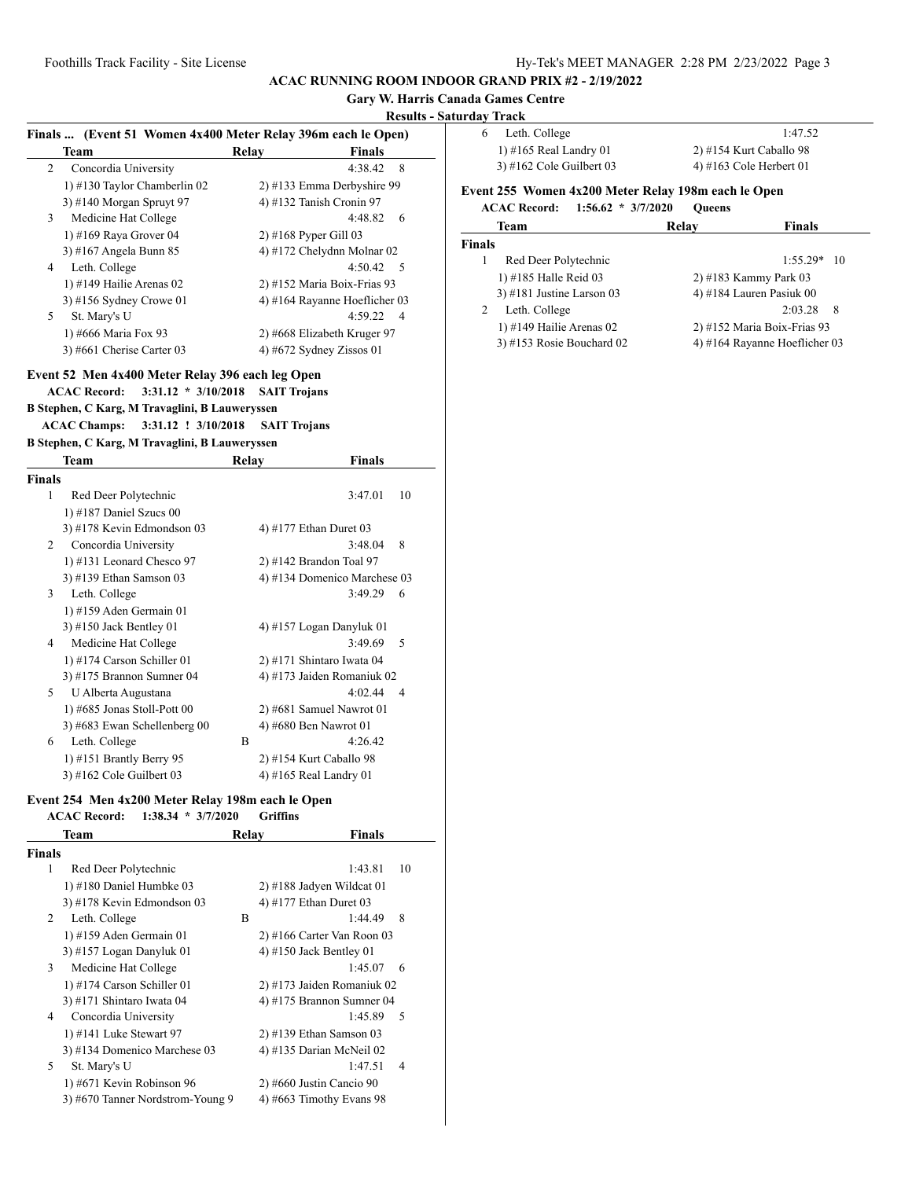**ACAC RUNNING ROOM INDOOR GRAND PRIX #2 - 2/19/2022**

**Gary W. Harris Canada Games Centre**

**Results - Saturday Track**

### Finals ... (Event 51 Women 4x400 Meter Relay 396m each le Open)

| | Team | Relay | Finals | |
|---|---|---|---|---|
| 2 | Concordia University | | 4:38.42 | 8 |
| | 1) #130 Taylor Chamberlin 02 | | 2) #133 Emma Derbyshire 99 | |
| | 3) #140 Morgan Spruyt 97 | | 4) #132 Tanish Cronin 97 | |
| 3 | Medicine Hat College | | 4:48.82 | 6 |
| | 1) #169 Raya Grover 04 | | 2) #168 Pyper Gill 03 | |
| | 3) #167 Angela Bunn 85 | | 4) #172 Chelydnn Molnar 02 | |
| 4 | Leth. College | | 4:50.42 | 5 |
| | 1) #149 Hailie Arenas 02 | | 2) #152 Maria Boix-Frias 93 | |
| | 3) #156 Sydney Crowe 01 | | 4) #164 Rayanne Hoeflicher 03 | |
| 5 | St. Mary's U | | 4:59.22 | 4 |
| | 1) #666 Maria Fox 93 | | 2) #668 Elizabeth Kruger 97 | |
| | 3) #661 Cherise Carter 03 | | 4) #672 Sydney Zissos 01 | |

### Event 52 Men 4x400 Meter Relay 396 each leg Open

**ACAC Record: 3:31.12 * 3/10/2018 SAIT Trojans**
**B Stephen, C Karg, M Travaglini, B Lauweryssen**
**ACAC Champs: 3:31.12 ! 3/10/2018 SAIT Trojans**
**B Stephen, C Karg, M Travaglini, B Lauweryssen**

| | Team | Relay | Finals | |
|---|---|---|---|---|
| **Finals** | | | | |
| 1 | Red Deer Polytechnic | | 3:47.01 | 10 |
| | 1) #187 Daniel Szucs 00 | | | |
| | 3) #178 Kevin Edmondson 03 | | 4) #177 Ethan Duret 03 | |
| 2 | Concordia University | | 3:48.04 | 8 |
| | 1) #131 Leonard Chesco 97 | | 2) #142 Brandon Toal 97 | |
| | 3) #139 Ethan Samson 03 | | 4) #134 Domenico Marchese 03 | |
| 3 | Leth. College | | 3:49.29 | 6 |
| | 1) #159 Aden Germain 01 | | | |
| | 3) #150 Jack Bentley 01 | | 4) #157 Logan Danyluk 01 | |
| 4 | Medicine Hat College | | 3:49.69 | 5 |
| | 1) #174 Carson Schiller 01 | | 2) #171 Shintaro Iwata 04 | |
| | 3) #175 Brannon Sumner 04 | | 4) #173 Jaiden Romaniuk 02 | |
| 5 | U Alberta Augustana | | 4:02.44 | 4 |
| | 1) #685 Jonas Stoll-Pott 00 | | 2) #681 Samuel Nawrot 01 | |
| | 3) #683 Ewan Schellenberg 00 | | 4) #680 Ben Nawrot 01 | |
| 6 | Leth. College | B | 4:26.42 | |
| | 1) #151 Brantly Berry 95 | | 2) #154 Kurt Caballo 98 | |
| | 3) #162 Cole Guilbert 03 | | 4) #165 Real Landry 01 | |

### Event 254 Men 4x200 Meter Relay 198m each le Open

**ACAC Record: 1:38.34 * 3/7/2020 Griffins**

| | Team | Relay | Finals | |
|---|---|---|---|---|
| **Finals** | | | | |
| 1 | Red Deer Polytechnic | | 1:43.81 | 10 |
| | 1) #180 Daniel Humbke 03 | | 2) #188 Jadyen Wildcat 01 | |
| | 3) #178 Kevin Edmondson 03 | | 4) #177 Ethan Duret 03 | |
| 2 | Leth. College | B | 1:44.49 | 8 |
| | 1) #159 Aden Germain 01 | | 2) #166 Carter Van Roon 03 | |
| | 3) #157 Logan Danyluk 01 | | 4) #150 Jack Bentley 01 | |
| 3 | Medicine Hat College | | 1:45.07 | 6 |
| | 1) #174 Carson Schiller 01 | | 2) #173 Jaiden Romaniuk 02 | |
| | 3) #171 Shintaro Iwata 04 | | 4) #175 Brannon Sumner 04 | |
| 4 | Concordia University | | 1:45.89 | 5 |
| | 1) #141 Luke Stewart 97 | | 2) #139 Ethan Samson 03 | |
| | 3) #134 Domenico Marchese 03 | | 4) #135 Darian McNeil 02 | |
| 5 | St. Mary's U | | 1:47.51 | 4 |
| | 1) #671 Kevin Robinson 96 | | 2) #660 Justin Cancio 90 | |
| | 3) #670 Tanner Nordstrom-Young 9 | | 4) #663 Timothy Evans 98 | |
| 6 | Leth. College | | 1:47.52 | |
| | 1) #165 Real Landry 01 | | 2) #154 Kurt Caballo 98 | |
| | 3) #162 Cole Guilbert 03 | | 4) #163 Cole Herbert 01 | |

### Event 255 Women 4x200 Meter Relay 198m each le Open

**ACAC Record: 1:56.62 * 3/7/2020 Queens**

| | Team | Relay | Finals | |
|---|---|---|---|---|
| **Finals** | | | | |
| 1 | Red Deer Polytechnic | | 1:55.29* | 10 |
| | 1) #185 Halle Reid 03 | | 2) #183 Kammy Park 03 | |
| | 3) #181 Justine Larson 03 | | 4) #184 Lauren Pasiuk 00 | |
| 2 | Leth. College | | 2:03.28 | 8 |
| | 1) #149 Hailie Arenas 02 | | 2) #152 Maria Boix-Frias 93 | |
| | 3) #153 Rosie Bouchard 02 | | 4) #164 Rayanne Hoeflicher 03 | |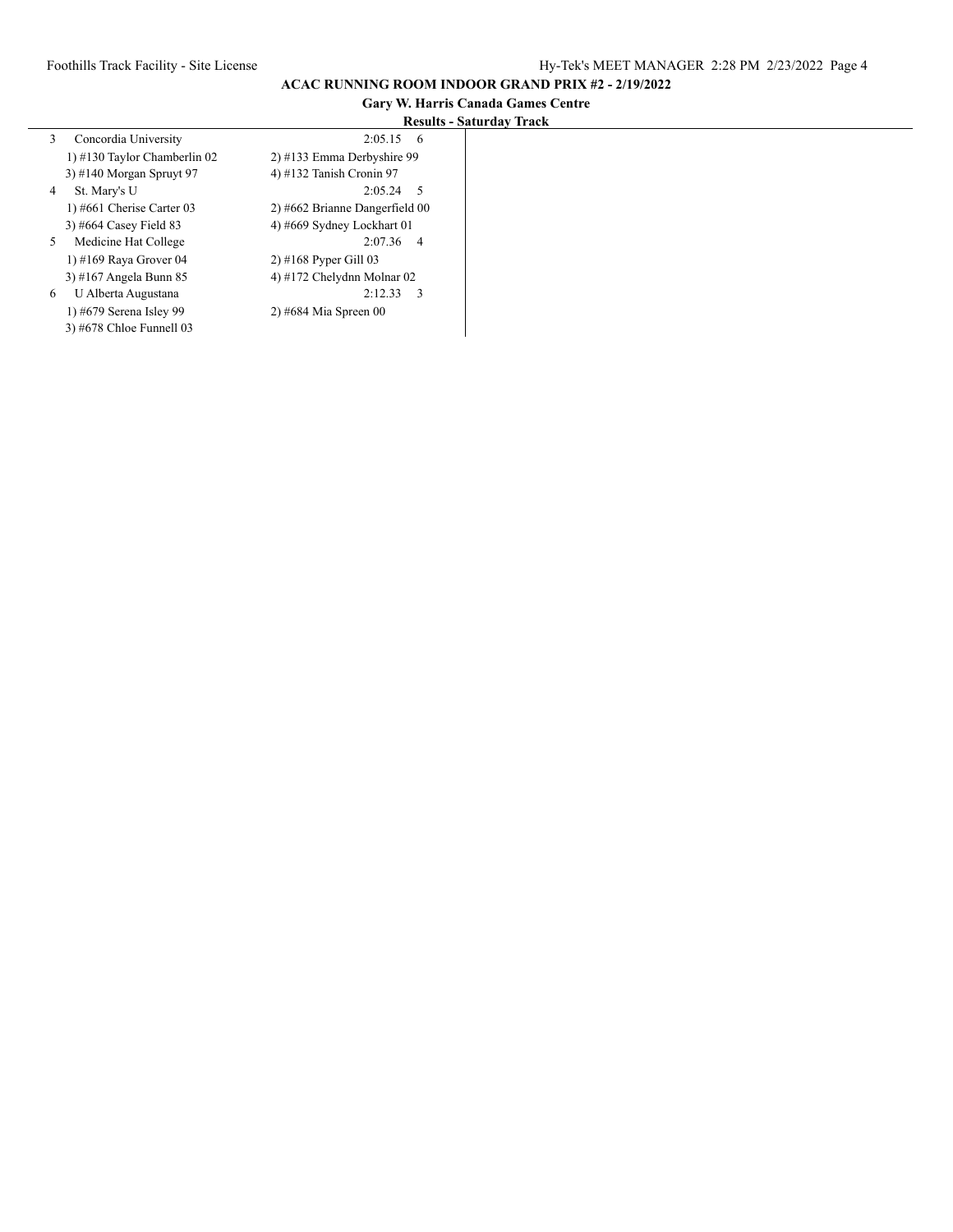**ACAC RUNNING ROOM INDOOR GRAND PRIX #2 - 2/19/2022**

**Gary W. Harris Canada Games Centre**

**Results - Saturday Track**

3 Concordia University 2:05.15 6

1) #130 Taylor Chamberlin 02 2) #133 Emma Derbyshire 99

3) #140 Morgan Spruyt 97 4) #132 Tanish Cronin 97

4 St. Mary's U 2:05.24 5

1) #661 Cherise Carter 03 2) #662 Brianne Dangerfield 00

3) #664 Casey Field 83 4) #669 Sydney Lockhart 01

5 Medicine Hat College 2:07.36 4

1) #169 Raya Grover 04 2) #168 Pyper Gill 03

3) #167 Angela Bunn 85 4) #172 Chelydnn Molnar 02

6 U Alberta Augustana 2:12.33 3

1) #679 Serena Isley 99 2) #684 Mia Spreen 00

3) #678 Chloe Funnell 03